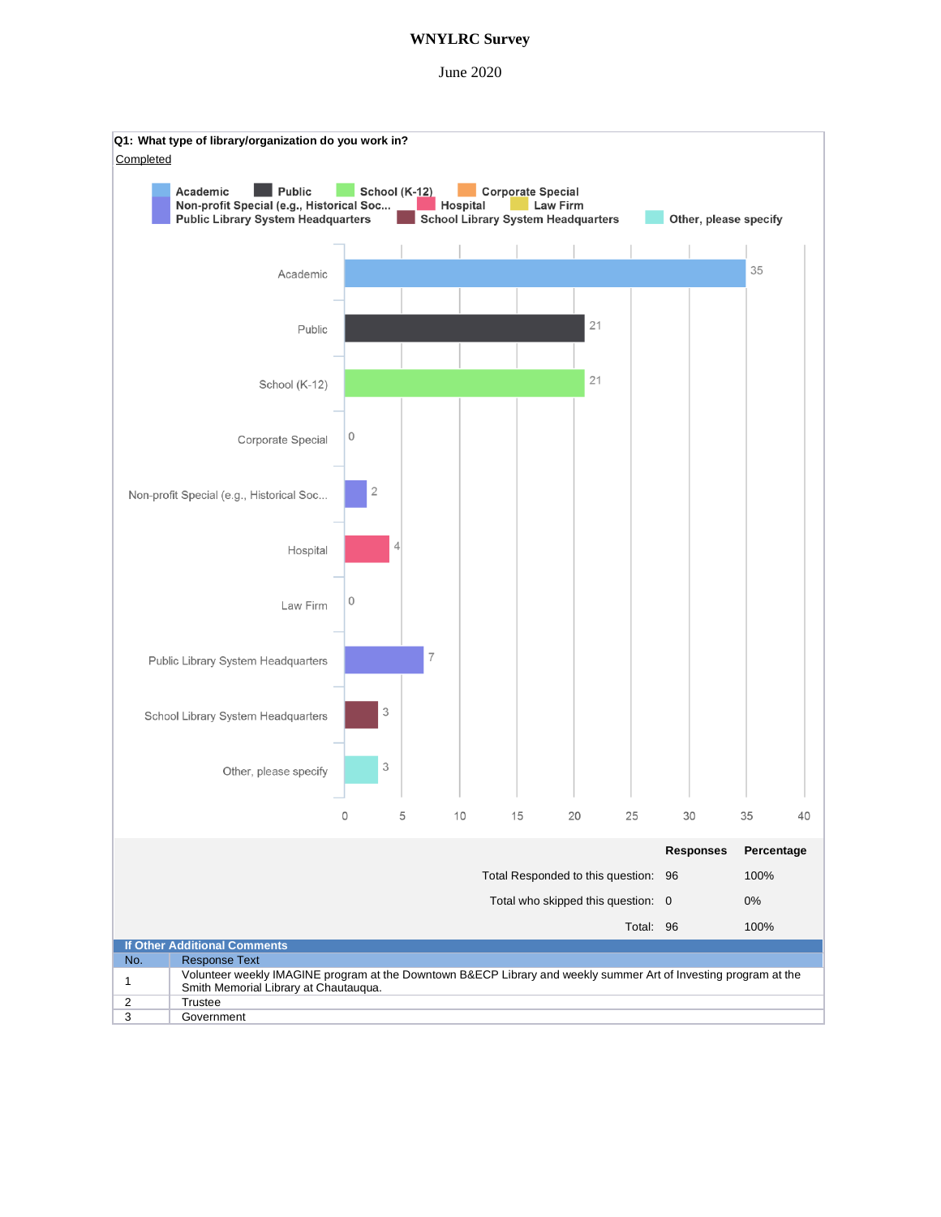# WNYLRC Survey

June 2020

**Q1: What type of library/organization do you work in?**

Completed

| Option | Responses |
|---|---|
| Academic | 35 |
| Public | 21 |
| School (K-12) | 21 |
| Corporate Special | 0 |
| Non-profit Special (e.g., Historical Soc... | 2 |
| Hospital | 4 |
| Law Firm | 0 |
| Public Library System Headquarters | 7 |
| School Library System Headquarters | 3 |
| Other, please specify | 3 |

| | Responses | Percentage |
|---|---|---|
| Total Responded to this question: | 96 | 100% |
| Total who skipped this question: | 0 | 0% |
| Total: | 96 | 100% |

**If Other Additional Comments**

| No. | Response Text |
|---|---|
| 1 | Volunteer weekly IMAGINE program at the Downtown B&ECP Library and weekly summer Art of Investing program at the Smith Memorial Library at Chautauqua. |
| 2 | Trustee |
| 3 | Government |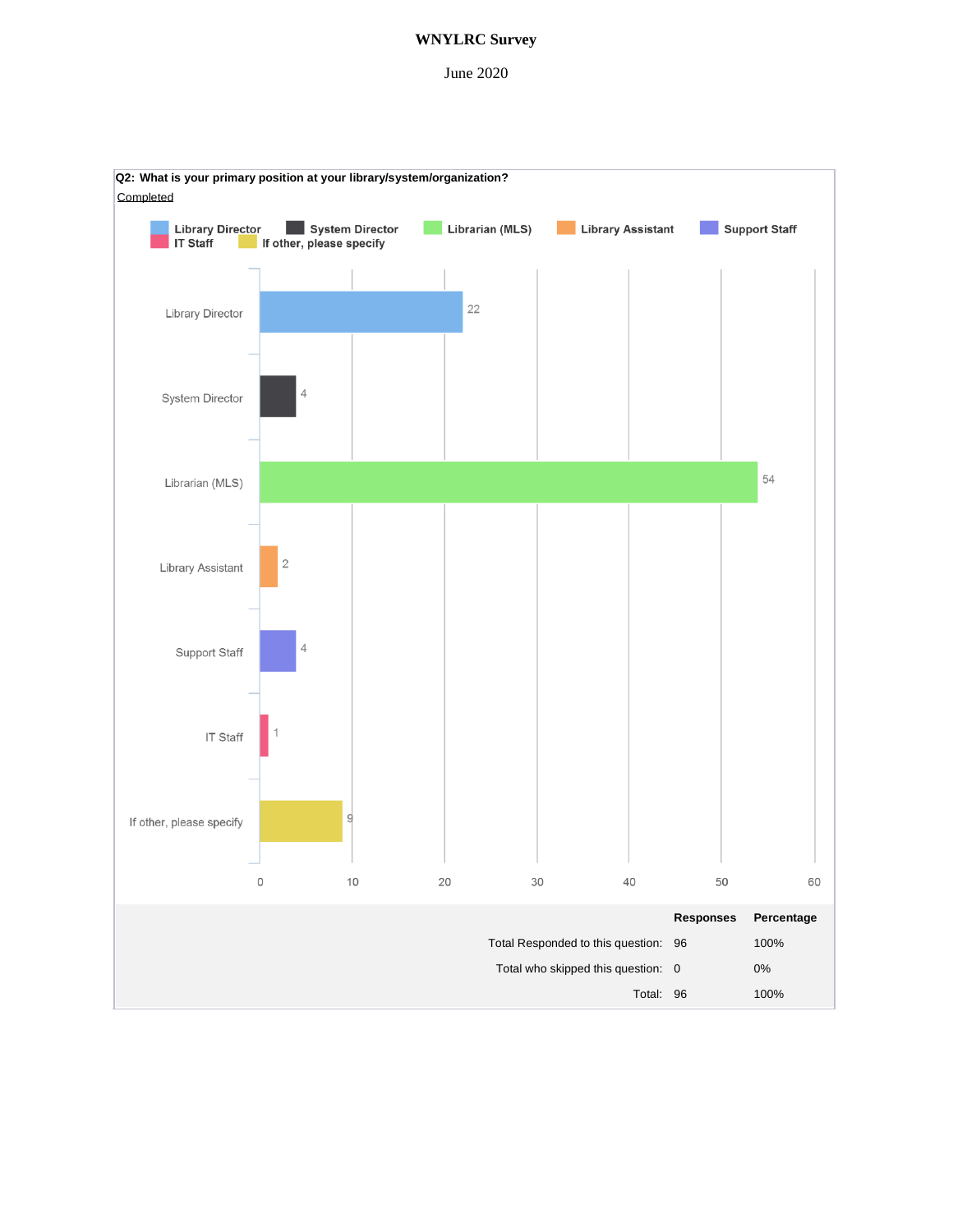**WNYLRC Survey**

June 2020

**Q2: What is your primary position at your library/system/organization?**

Completed

| Position | Responses |
|---|---|
| Library Director | 22 |
| System Director | 4 |
| Librarian (MLS) | 54 |
| Library Assistant | 2 |
| Support Staff | 4 |
| IT Staff | 1 |
| If other, please specify | 9 |

| | Responses | Percentage |
|---|---|---|
| Total Responded to this question: | 96 | 100% |
| Total who skipped this question: | 0 | 0% |
| Total: | 96 | 100% |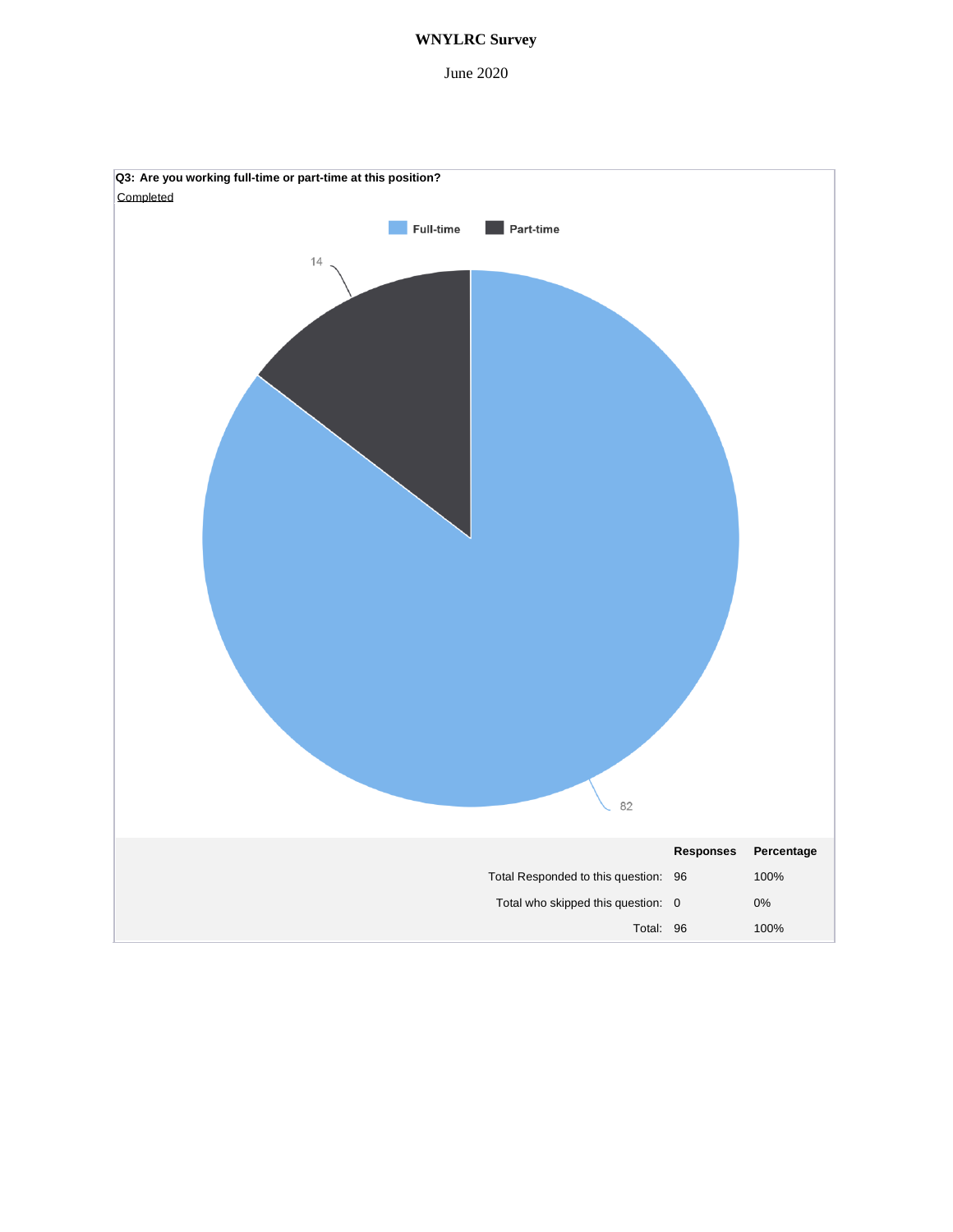# WNYLRC Survey

June 2020

**Q3: Are you working full-time or part-time at this position?**

Completed

Full-time: 82

Part-time: 14

| | Responses | Percentage |
|---|---|---|
| Total Responded to this question: | 96 | 100% |
| Total who skipped this question: | 0 | 0% |
| Total: | 96 | 100% |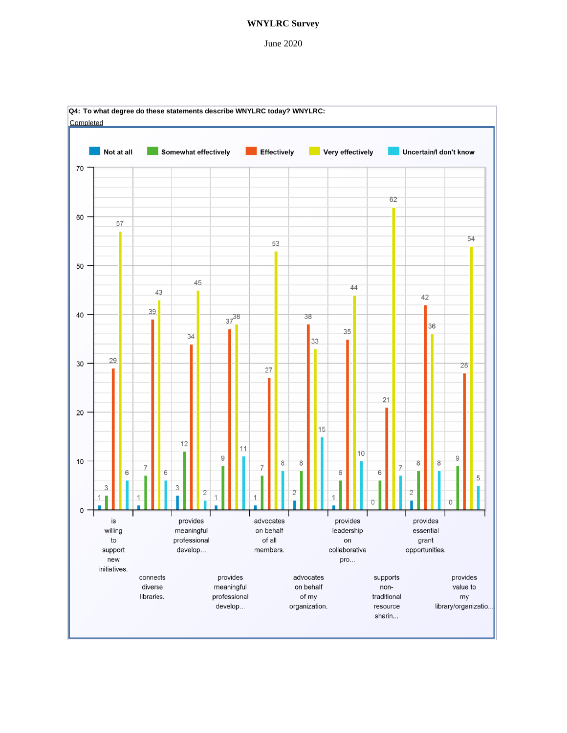**WNYLRC Survey**

June 2020

**Q4: To what degree do these statements describe WNYLRC today? WNYLRC:**

Completed

| WNYLRC: | Not at all | Somewhat effectively | Effectively | Very effectively | Uncertain/I don't know |
|---|---|---|---|---|---|
| is willing to support new initiatives. | 1 | 3 | 29 | 57 | 6 |
| connects diverse libraries. | 1 | 7 | 39 | 43 | 6 |
| provides meaningful professional develop... | 3 | 12 | 34 | 45 | 2 |
| provides meaningful professional develop... | 1 | 9 | 37 | 38 | 11 |
| advocates on behalf of all members. | 1 | 7 | 27 | 53 | 8 |
| advocates on behalf of my organization. | 2 | 8 | 38 | 33 | 15 |
| provides leadership on collaborative pro... | 1 | 6 | 35 | 44 | 10 |
| supports non-traditional resource sharin... | 0 | 6 | 21 | 62 | 7 |
| provides essential grant opportunities. | 2 | 8 | 42 | 36 | 8 |
| provides value to my library/organizatio... | 0 | 9 | 28 | 54 | 5 |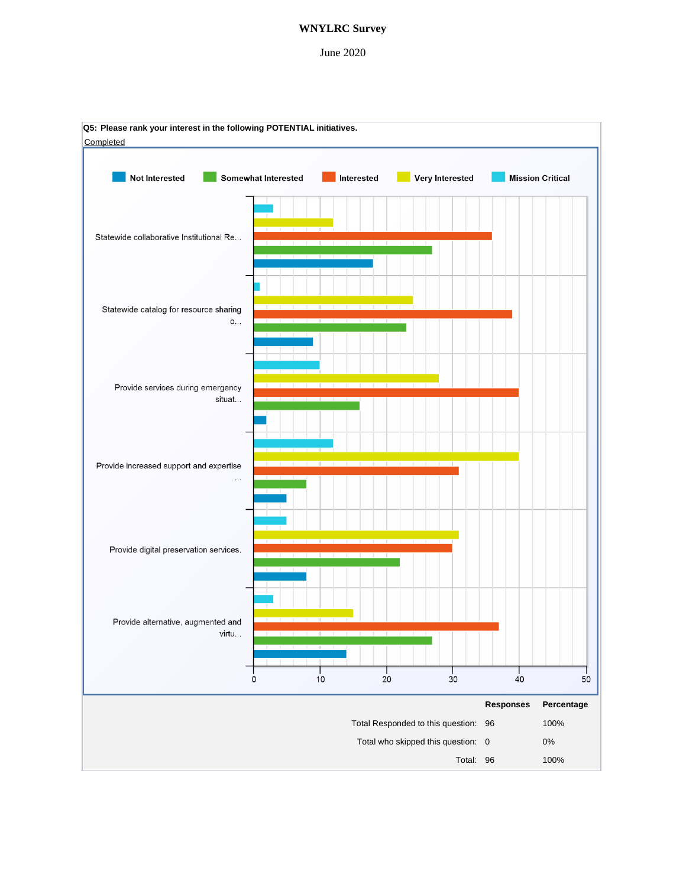**WNYLRC Survey**

June 2020

**Q5: Please rank your interest in the following POTENTIAL initiatives.**

Completed

Not Interested | Somewhat Interested | Interested | Very Interested | Mission Critical

Statewide collaborative Institutional Re...

Statewide catalog for resource sharing o...

Provide services during emergency situat...

Provide increased support and expertise ...

Provide digital preservation services.

Provide alternative, augmented and virtu...

0 10 20 30 40 50

| | Responses | Percentage |
|---|---|---|
| Total Responded to this question: | 96 | 100% |
| Total who skipped this question: | 0 | 0% |
| Total: | 96 | 100% |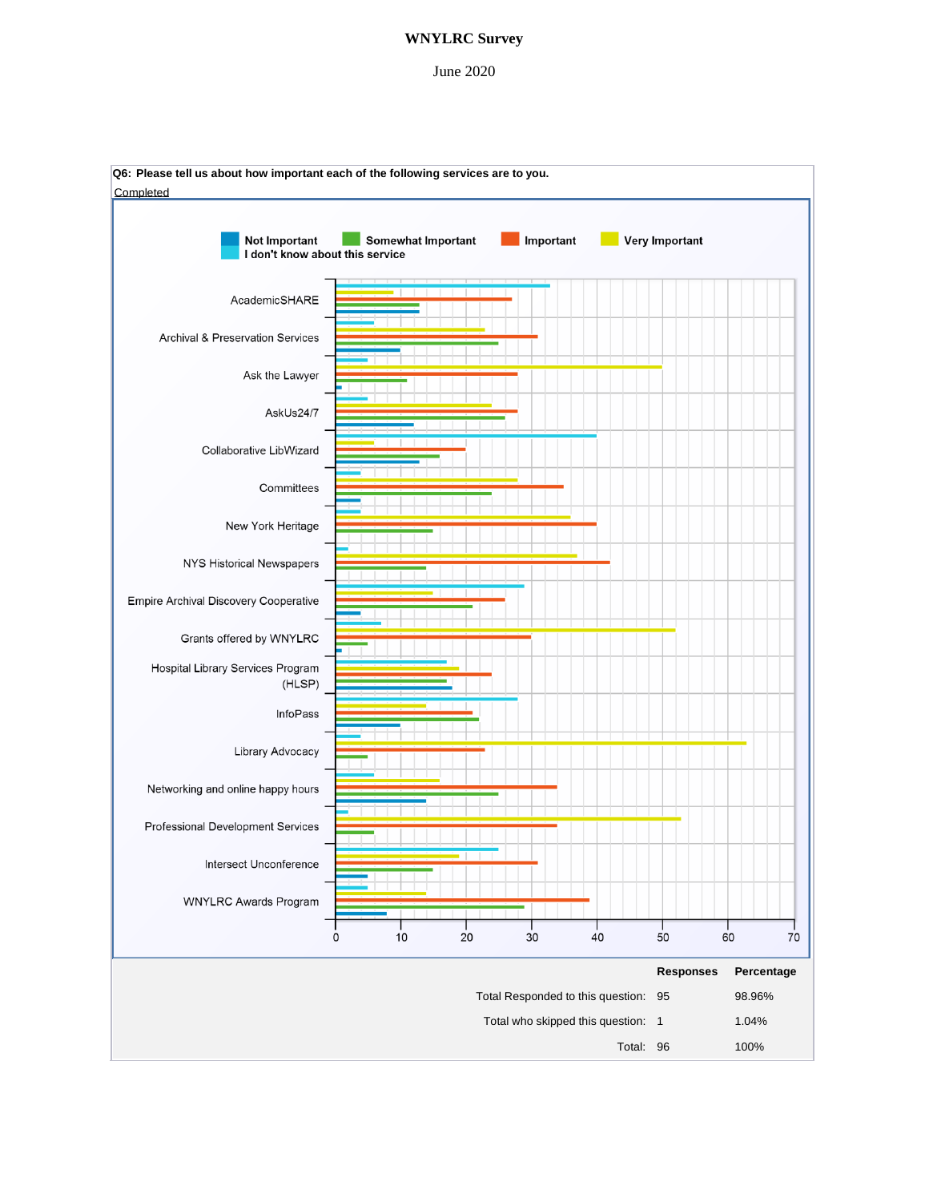**WNYLRC Survey**

June 2020

**Q6: Please tell us about how important each of the following services are to you.**

Completed

Not Important | Somewhat Important | Important | Very Important | I don't know about this service

AcademicSHARE
Archival & Preservation Services
Ask the Lawyer
AskUs24/7
Collaborative LibWizard
Committees
New York Heritage
NYS Historical Newspapers
Empire Archival Discovery Cooperative
Grants offered by WNYLRC
Hospital Library Services Program (HLSP)
InfoPass
Library Advocacy
Networking and online happy hours
Professional Development Services
Intersect Unconference
WNYLRC Awards Program

0 10 20 30 40 50 60 70

| | Responses | Percentage |
|---|---|---|
| Total Responded to this question: | 95 | 98.96% |
| Total who skipped this question: | 1 | 1.04% |
| Total: | 96 | 100% |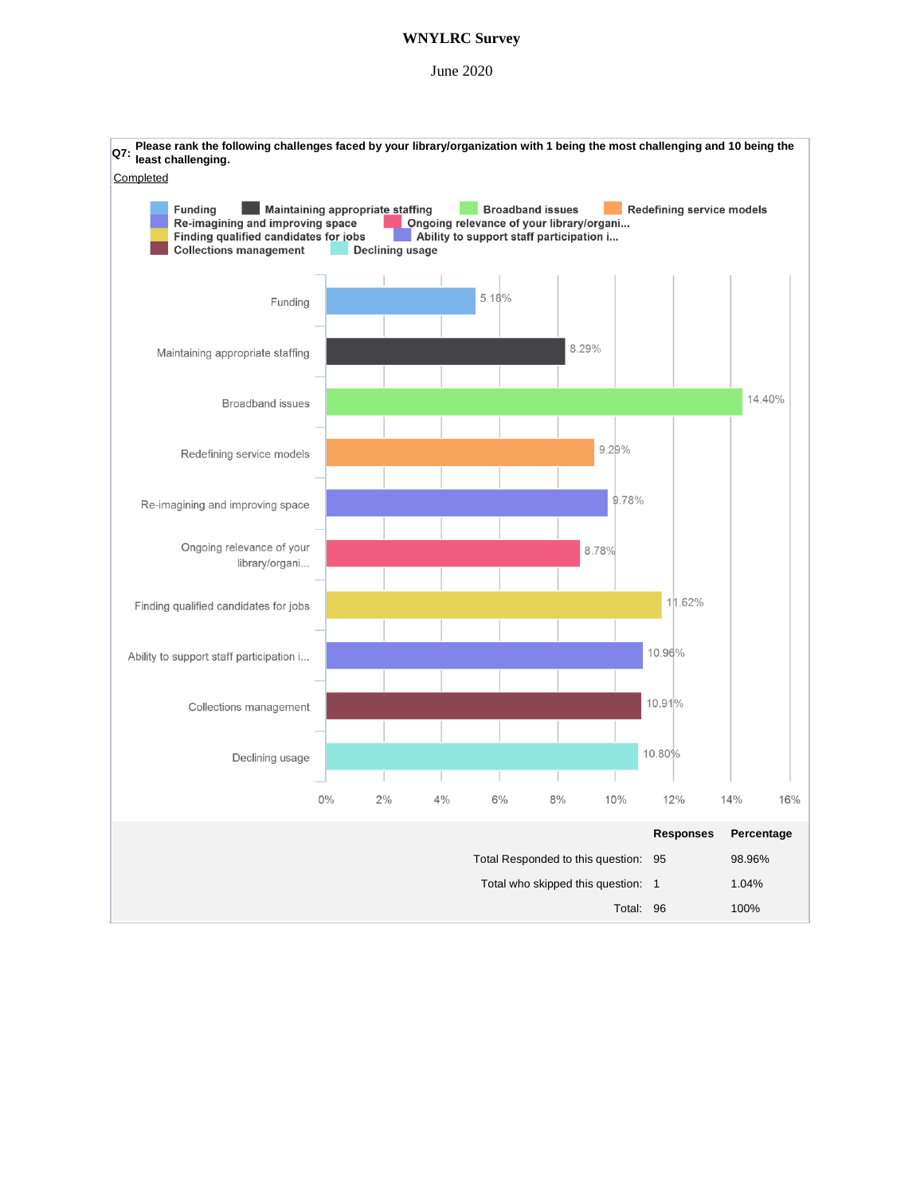**WNYLRC Survey**

June 2020

**Q7: Please rank the following challenges faced by your library/organization with 1 being the most challenging and 10 being the least challenging.**

Completed

Funding
Maintaining appropriate staffing
Broadband issues
Redefining service models
Re-imagining and improving space
Ongoing relevance of your library/organi...
Finding qualified candidates for jobs
Ability to support staff participation i...
Collections management
Declining usage

Funding 5.18%
Maintaining appropriate staffing 8.29%
Broadband issues 14.40%
Redefining service models 9.29%
Re-imagining and improving space 9.78%
Ongoing relevance of your library/organi... 8.78%
Finding qualified candidates for jobs 11.62%
Ability to support staff participation i... 10.96%
Collections management 10.91%
Declining usage 10.80%

0% 2% 4% 6% 8% 10% 12% 14% 16%

| | Responses | Percentage |
|---|---|---|
| Total Responded to this question: | 95 | 98.96% |
| Total who skipped this question: | 1 | 1.04% |
| Total: | 96 | 100% |